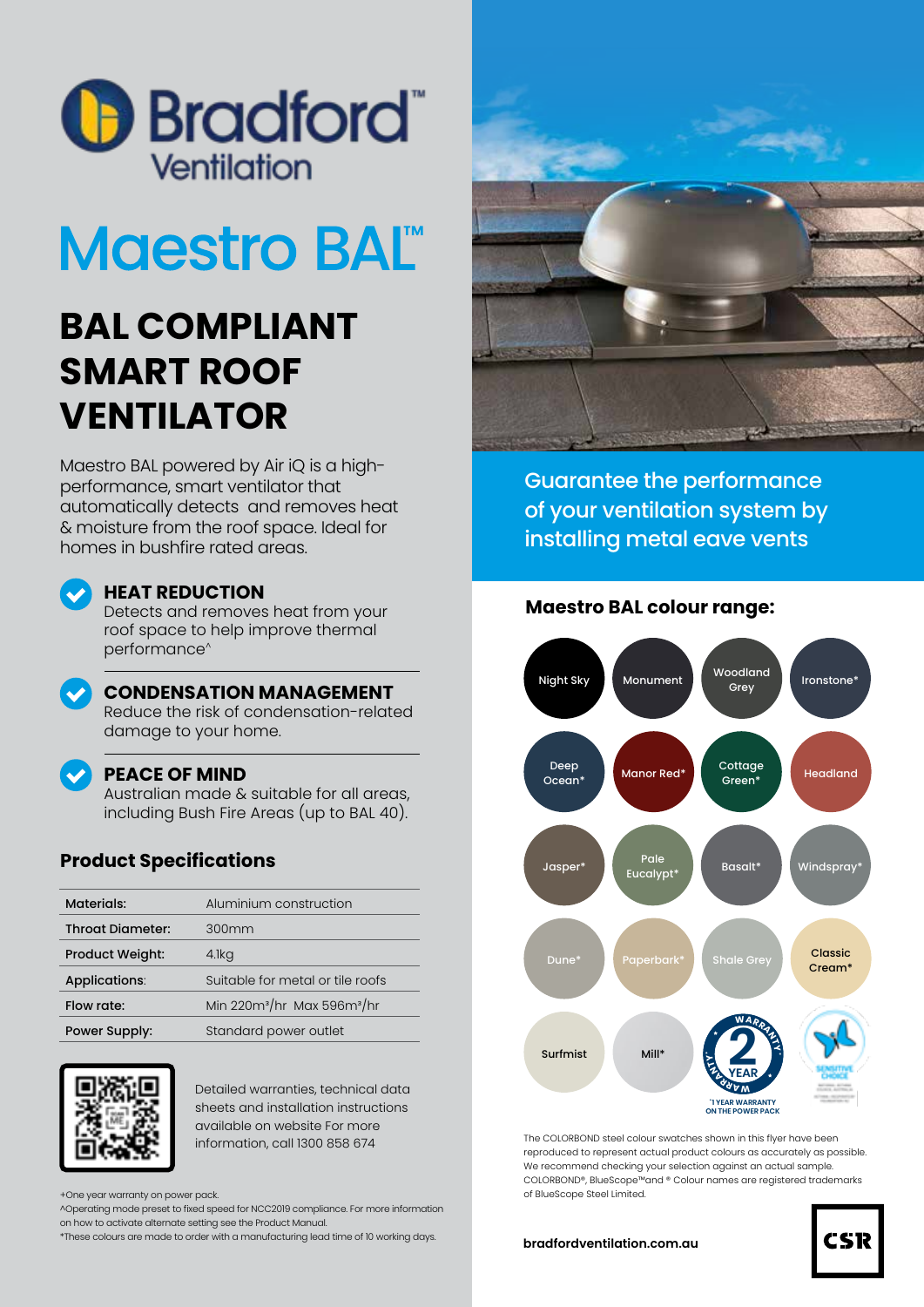# Bradford™ Ventilation

# Maestro BAL™

## BAL COMPLIANT SMART ROOF VENTILATOR

Maestro BAL powered by Air iQ is a high-performance, smart ventilator that automatically detects and removes heat & moisture from the roof space. Ideal for homes in bushfire rated areas.

**HEAT REDUCTION**
Detects and removes heat from your roof space to help improve thermal performance^

**CONDENSATION MANAGEMENT**
Reduce the risk of condensation-related damage to your home.

**PEACE OF MIND**
Australian made & suitable for all areas, including Bush Fire Areas (up to BAL 40).

### Product Specifications

| | |
|---|---|
| **Materials:** | Aluminium construction |
| **Throat Diameter:** | 300mm |
| **Product Weight:** | 4.1kg |
| **Applications:** | Suitable for metal or tile roofs |
| **Flow rate:** | Min 220m³/hr Max 596m³/hr |
| **Power Supply:** | Standard power outlet |

Detailed warranties, technical data sheets and installation instructions available on website For more information, call 1300 858 674

+One year warranty on power pack.
^Operating mode preset to fixed speed for NCC2019 compliance. For more information on how to activate alternate setting see the Product Manual.
*These colours are made to order with a manufacturing lead time of 10 working days.

Guarantee the performance of your ventilation system by installing metal eave vents

### Maestro BAL colour range:

Night Sky, Monument, Woodland Grey, Ironstone*, Deep Ocean*, Manor Red*, Cottage Green*, Headland, Jasper*, Pale Eucalypt*, Basalt*, Windspray*, Dune*, Paperbark*, Shale Grey, Classic Cream*, Surfmist, Mill*

2 YEAR WARRANTY
+1 YEAR WARRANTY ON THE POWER PACK

SENSITIVE CHOICE

The COLORBOND steel colour swatches shown in this flyer have been reproduced to represent actual product colours as accurately as possible. We recommend checking your selection against an actual sample. COLORBOND®, BlueScope™and ® Colour names are registered trademarks of BlueScope Steel Limited.

bradfordventilation.com.au

CSR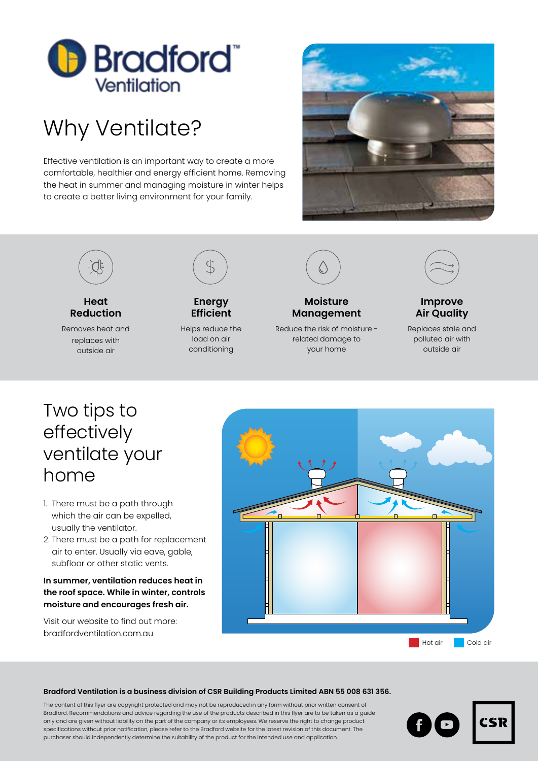# Why Ventilate?

Effective ventilation is an important way to create a more comfortable, healthier and energy efficient home. Removing the heat in summer and managing moisture in winter helps to create a better living environment for your family.

### Heat Reduction

Removes heat and replaces with outside air

### Energy Efficient

Helps reduce the load on air conditioning

### Moisture Management

Reduce the risk of moisture - related damage to your home

### Improve Air Quality

Replaces stale and polluted air with outside air

## Two tips to effectively ventilate your home

1. There must be a path through which the air can be expelled, usually the ventilator.
2. There must be a path for replacement air to enter. Usually via eave, gable, subfloor or other static vents.

**In summer, ventilation reduces heat in the roof space. While in winter, controls moisture and encourages fresh air.**

Visit our website to find out more: bradfordventilation.com.au

Hot air
Cold air

**Bradford Ventilation is a business division of CSR Building Products Limited ABN 55 008 631 356.**

The content of this flyer are copyright protected and may not be reproduced in any form without prior written consent of Bradford. Recommendations and advice regarding the use of the products described in this flyer are to be taken as a guide only and are given without liability on the part of the company or its employees. We reserve the right to change product specifications without prior notification, please refer to the Bradford website for the latest revision of this document. The purchaser should independently determine the suitability of the product for the intended use and application.